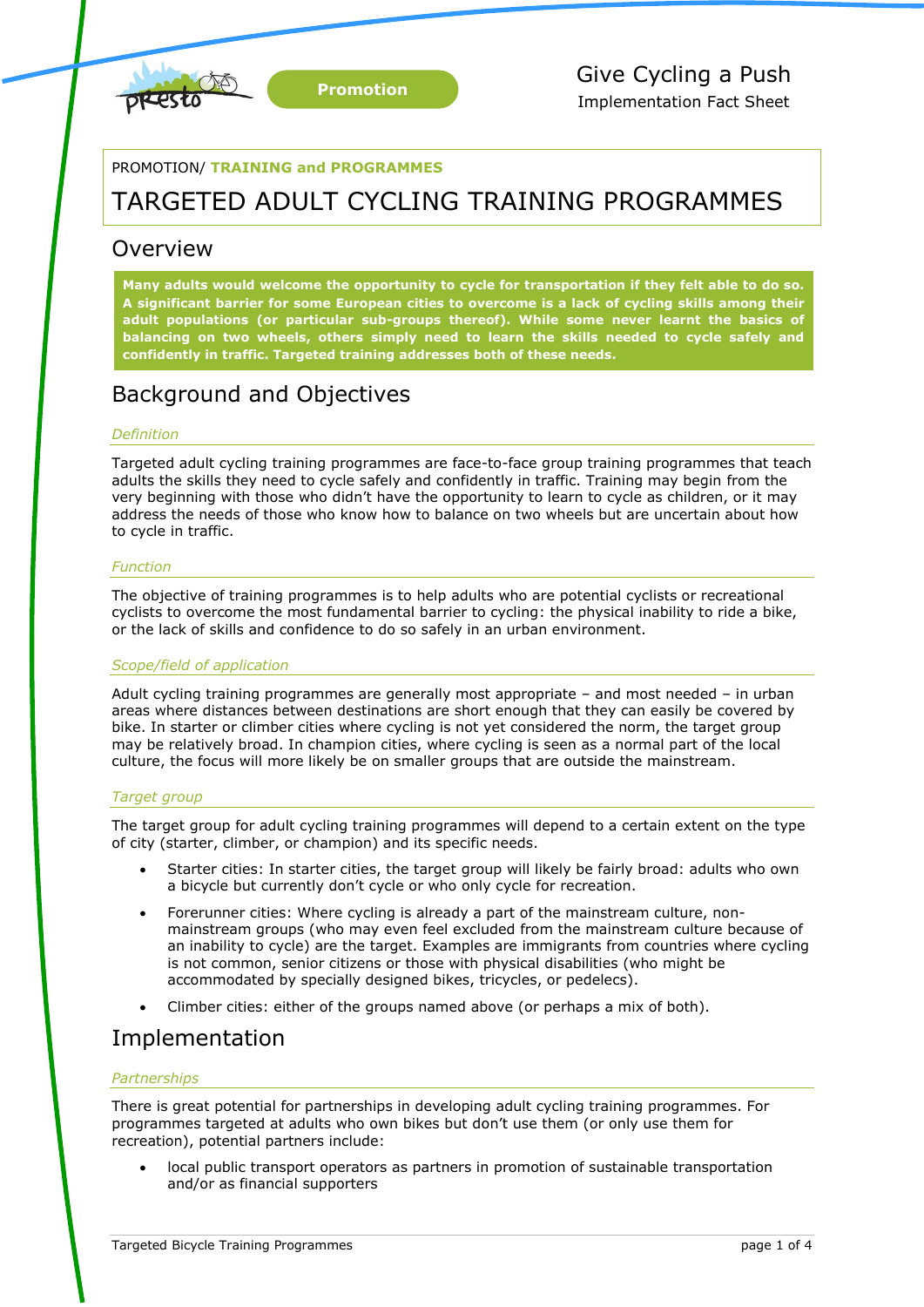Promotion

Give Cycling a Push
Implementation Fact Sheet

PROMOTION/ **TRAINING and PROGRAMMES**

# TARGETED ADULT CYCLING TRAINING PROGRAMMES

## Overview

**Many adults would welcome the opportunity to cycle for transportation if they felt able to do so. A significant barrier for some European cities to overcome is a lack of cycling skills among their adult populations (or particular sub-groups thereof). While some never learnt the basics of balancing on two wheels, others simply need to learn the skills needed to cycle safely and confidently in traffic. Targeted training addresses both of these needs.**

## Background and Objectives

### *Definition*

Targeted adult cycling training programmes are face-to-face group training programmes that teach adults the skills they need to cycle safely and confidently in traffic. Training may begin from the very beginning with those who didn't have the opportunity to learn to cycle as children, or it may address the needs of those who know how to balance on two wheels but are uncertain about how to cycle in traffic.

### *Function*

The objective of training programmes is to help adults who are potential cyclists or recreational cyclists to overcome the most fundamental barrier to cycling: the physical inability to ride a bike, or the lack of skills and confidence to do so safely in an urban environment.

### *Scope/field of application*

Adult cycling training programmes are generally most appropriate – and most needed – in urban areas where distances between destinations are short enough that they can easily be covered by bike. In starter or climber cities where cycling is not yet considered the norm, the target group may be relatively broad. In champion cities, where cycling is seen as a normal part of the local culture, the focus will more likely be on smaller groups that are outside the mainstream.

### *Target group*

The target group for adult cycling training programmes will depend to a certain extent on the type of city (starter, climber, or champion) and its specific needs.

- Starter cities: In starter cities, the target group will likely be fairly broad: adults who own a bicycle but currently don't cycle or who only cycle for recreation.
- Forerunner cities: Where cycling is already a part of the mainstream culture, non-mainstream groups (who may even feel excluded from the mainstream culture because of an inability to cycle) are the target. Examples are immigrants from countries where cycling is not common, senior citizens or those with physical disabilities (who might be accommodated by specially designed bikes, tricycles, or pedelecs).
- Climber cities: either of the groups named above (or perhaps a mix of both).

## Implementation

### *Partnerships*

There is great potential for partnerships in developing adult cycling training programmes. For programmes targeted at adults who own bikes but don't use them (or only use them for recreation), potential partners include:

- local public transport operators as partners in promotion of sustainable transportation and/or as financial supporters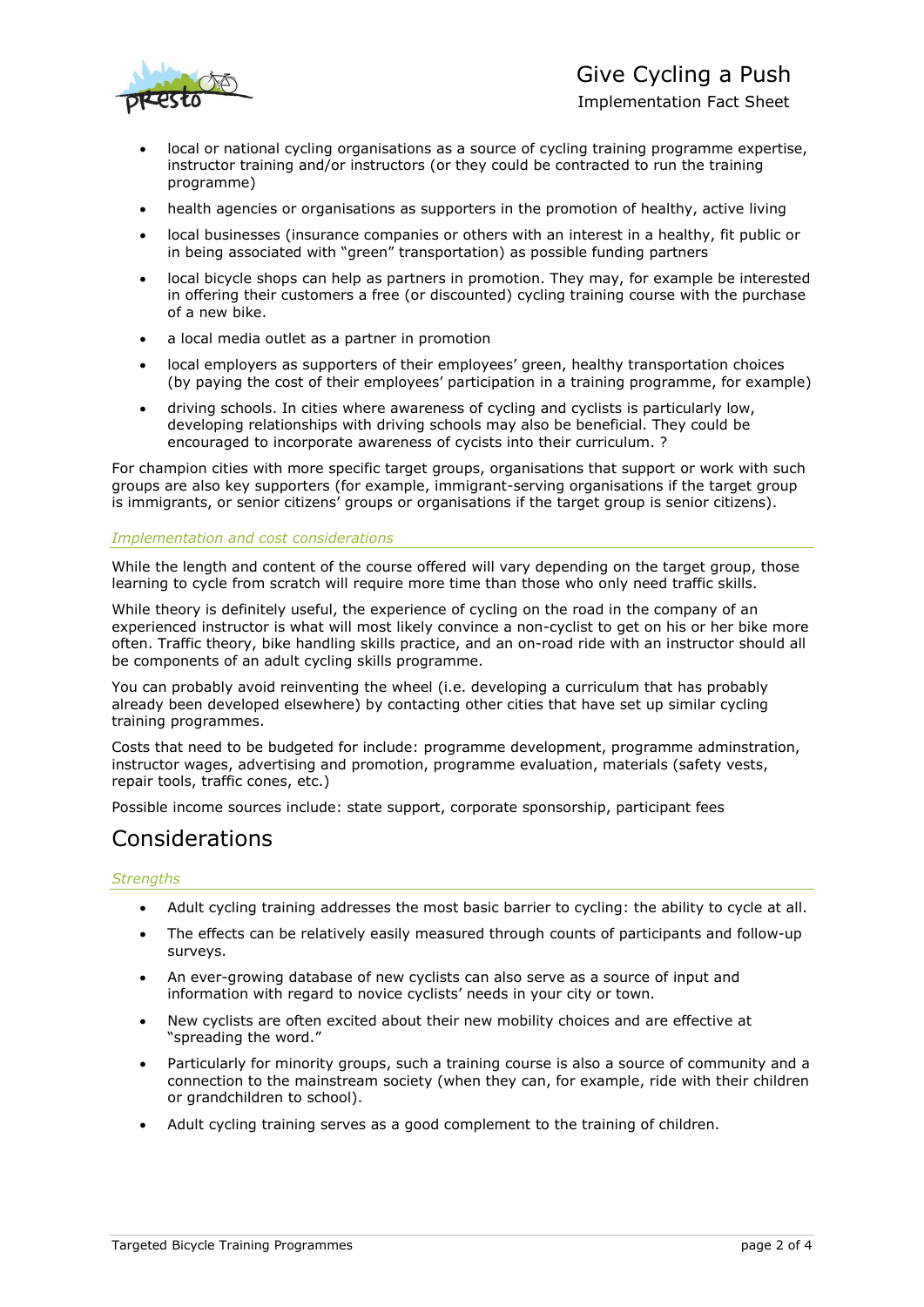- local or national cycling organisations as a source of cycling training programme expertise, instructor training and/or instructors (or they could be contracted to run the training programme)
- health agencies or organisations as supporters in the promotion of healthy, active living
- local businesses (insurance companies or others with an interest in a healthy, fit public or in being associated with "green" transportation) as possible funding partners
- local bicycle shops can help as partners in promotion. They may, for example be interested in offering their customers a free (or discounted) cycling training course with the purchase of a new bike.
- a local media outlet as a partner in promotion
- local employers as supporters of their employees' green, healthy transportation choices (by paying the cost of their employees' participation in a training programme, for example)
- driving schools. In cities where awareness of cycling and cyclists is particularly low, developing relationships with driving schools may also be beneficial. They could be encouraged to incorporate awareness of cycists into their curriculum. ?

For champion cities with more specific target groups, organisations that support or work with such groups are also key supporters (for example, immigrant-serving organisations if the target group is immigrants, or senior citizens' groups or organisations if the target group is senior citizens).

### *Implementation and cost considerations*

While the length and content of the course offered will vary depending on the target group, those learning to cycle from scratch will require more time than those who only need traffic skills.

While theory is definitely useful, the experience of cycling on the road in the company of an experienced instructor is what will most likely convince a non-cyclist to get on his or her bike more often. Traffic theory, bike handling skills practice, and an on-road ride with an instructor should all be components of an adult cycling skills programme.

You can probably avoid reinventing the wheel (i.e. developing a curriculum that has probably already been developed elsewhere) by contacting other cities that have set up similar cycling training programmes.

Costs that need to be budgeted for include: programme development, programme adminstration, instructor wages, advertising and promotion, programme evaluation, materials (safety vests, repair tools, traffic cones, etc.)

Possible income sources include: state support, corporate sponsorship, participant fees

## Considerations

### *Strengths*

- Adult cycling training addresses the most basic barrier to cycling: the ability to cycle at all.
- The effects can be relatively easily measured through counts of participants and follow-up surveys.
- An ever-growing database of new cyclists can also serve as a source of input and information with regard to novice cyclists' needs in your city or town.
- New cyclists are often excited about their new mobility choices and are effective at "spreading the word."
- Particularly for minority groups, such a training course is also a source of community and a connection to the mainstream society (when they can, for example, ride with their children or grandchildren to school).
- Adult cycling training serves as a good complement to the training of children.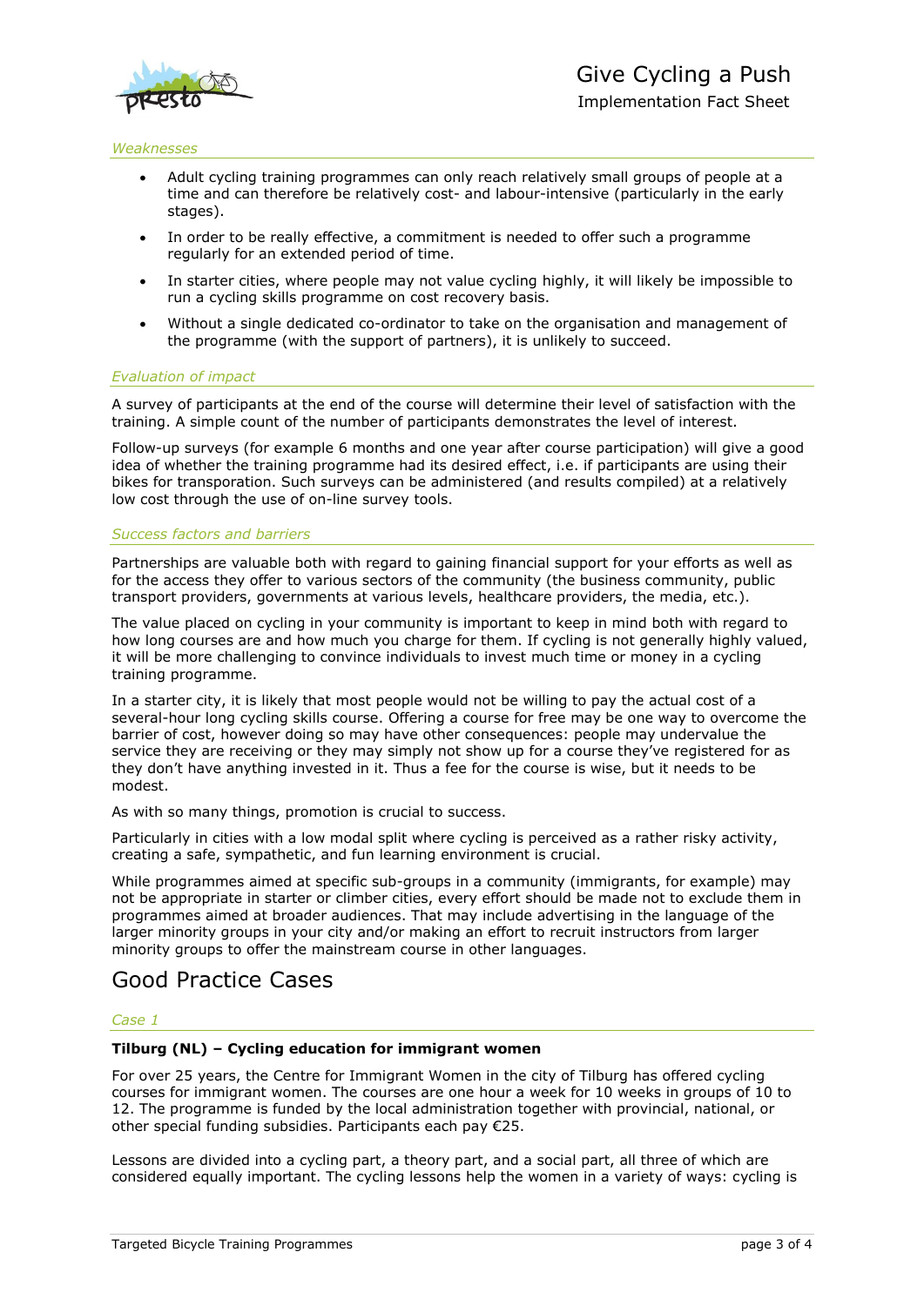*Weaknesses*

- Adult cycling training programmes can only reach relatively small groups of people at a time and can therefore be relatively cost- and labour-intensive (particularly in the early stages).
- In order to be really effective, a commitment is needed to offer such a programme regularly for an extended period of time.
- In starter cities, where people may not value cycling highly, it will likely be impossible to run a cycling skills programme on cost recovery basis.
- Without a single dedicated co-ordinator to take on the organisation and management of the programme (with the support of partners), it is unlikely to succeed.

*Evaluation of impact*

A survey of participants at the end of the course will determine their level of satisfaction with the training. A simple count of the number of participants demonstrates the level of interest.

Follow-up surveys (for example 6 months and one year after course participation) will give a good idea of whether the training programme had its desired effect, i.e. if participants are using their bikes for transporation. Such surveys can be administered (and results compiled) at a relatively low cost through the use of on-line survey tools.

*Success factors and barriers*

Partnerships are valuable both with regard to gaining financial support for your efforts as well as for the access they offer to various sectors of the community (the business community, public transport providers, governments at various levels, healthcare providers, the media, etc.).

The value placed on cycling in your community is important to keep in mind both with regard to how long courses are and how much you charge for them. If cycling is not generally highly valued, it will be more challenging to convince individuals to invest much time or money in a cycling training programme.

In a starter city, it is likely that most people would not be willing to pay the actual cost of a several-hour long cycling skills course. Offering a course for free may be one way to overcome the barrier of cost, however doing so may have other consequences: people may undervalue the service they are receiving or they may simply not show up for a course they've registered for as they don't have anything invested in it. Thus a fee for the course is wise, but it needs to be modest.

As with so many things, promotion is crucial to success.

Particularly in cities with a low modal split where cycling is perceived as a rather risky activity, creating a safe, sympathetic, and fun learning environment is crucial.

While programmes aimed at specific sub-groups in a community (immigrants, for example) may not be appropriate in starter or climber cities, every effort should be made not to exclude them in programmes aimed at broader audiences. That may include advertising in the language of the larger minority groups in your city and/or making an effort to recruit instructors from larger minority groups to offer the mainstream course in other languages.

# Good Practice Cases

*Case 1*

**Tilburg (NL) – Cycling education for immigrant women**

For over 25 years, the Centre for Immigrant Women in the city of Tilburg has offered cycling courses for immigrant women. The courses are one hour a week for 10 weeks in groups of 10 to 12. The programme is funded by the local administration together with provincial, national, or other special funding subsidies. Participants each pay €25.

Lessons are divided into a cycling part, a theory part, and a social part, all three of which are considered equally important. The cycling lessons help the women in a variety of ways: cycling is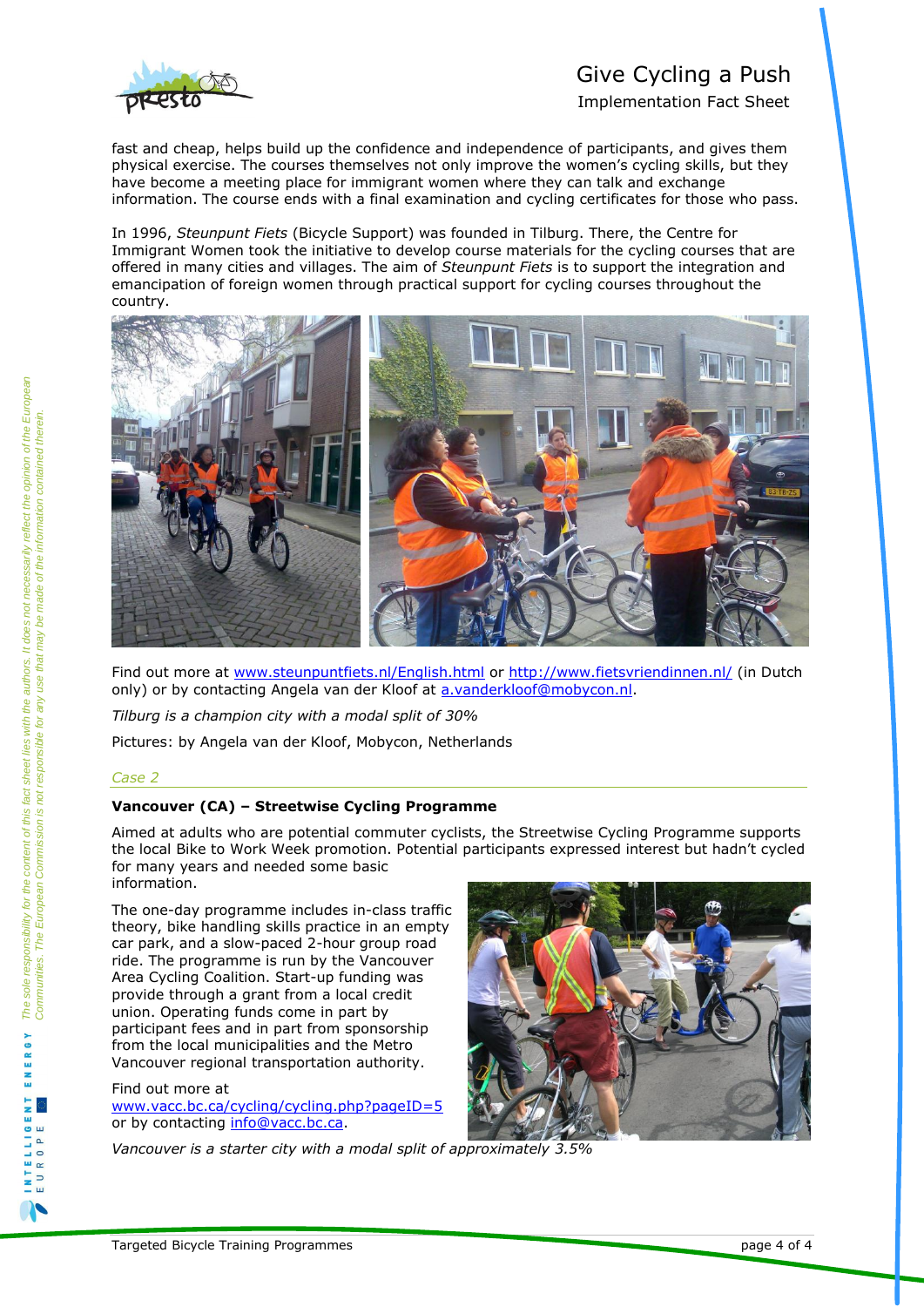fast and cheap, helps build up the confidence and independence of participants, and gives them physical exercise. The courses themselves not only improve the women's cycling skills, but they have become a meeting place for immigrant women where they can talk and exchange information. The course ends with a final examination and cycling certificates for those who pass.

In 1996, *Steunpunt Fiets* (Bicycle Support) was founded in Tilburg. There, the Centre for Immigrant Women took the initiative to develop course materials for the cycling courses that are offered in many cities and villages. The aim of *Steunpunt Fiets* is to support the integration and emancipation of foreign women through practical support for cycling courses throughout the country.

Find out more at www.steunpuntfiets.nl/English.html or http://www.fietsvriendinnen.nl/ (in Dutch only) or by contacting Angela van der Kloof at a.vanderkloof@mobycon.nl.

*Tilburg is a champion city with a modal split of 30%*

Pictures: by Angela van der Kloof, Mobycon, Netherlands

*Case 2*

**Vancouver (CA) – Streetwise Cycling Programme**

Aimed at adults who are potential commuter cyclists, the Streetwise Cycling Programme supports the local Bike to Work Week promotion. Potential participants expressed interest but hadn't cycled for many years and needed some basic information.

The one-day programme includes in-class traffic theory, bike handling skills practice in an empty car park, and a slow-paced 2-hour group road ride. The programme is run by the Vancouver Area Cycling Coalition. Start-up funding was provide through a grant from a local credit union. Operating funds come in part by participant fees and in part from sponsorship from the local municipalities and the Metro Vancouver regional transportation authority.

Find out more at www.vacc.bc.ca/cycling/cycling.php?pageID=5 or by contacting info@vacc.bc.ca.

*Vancouver is a starter city with a modal split of approximately 3.5%*